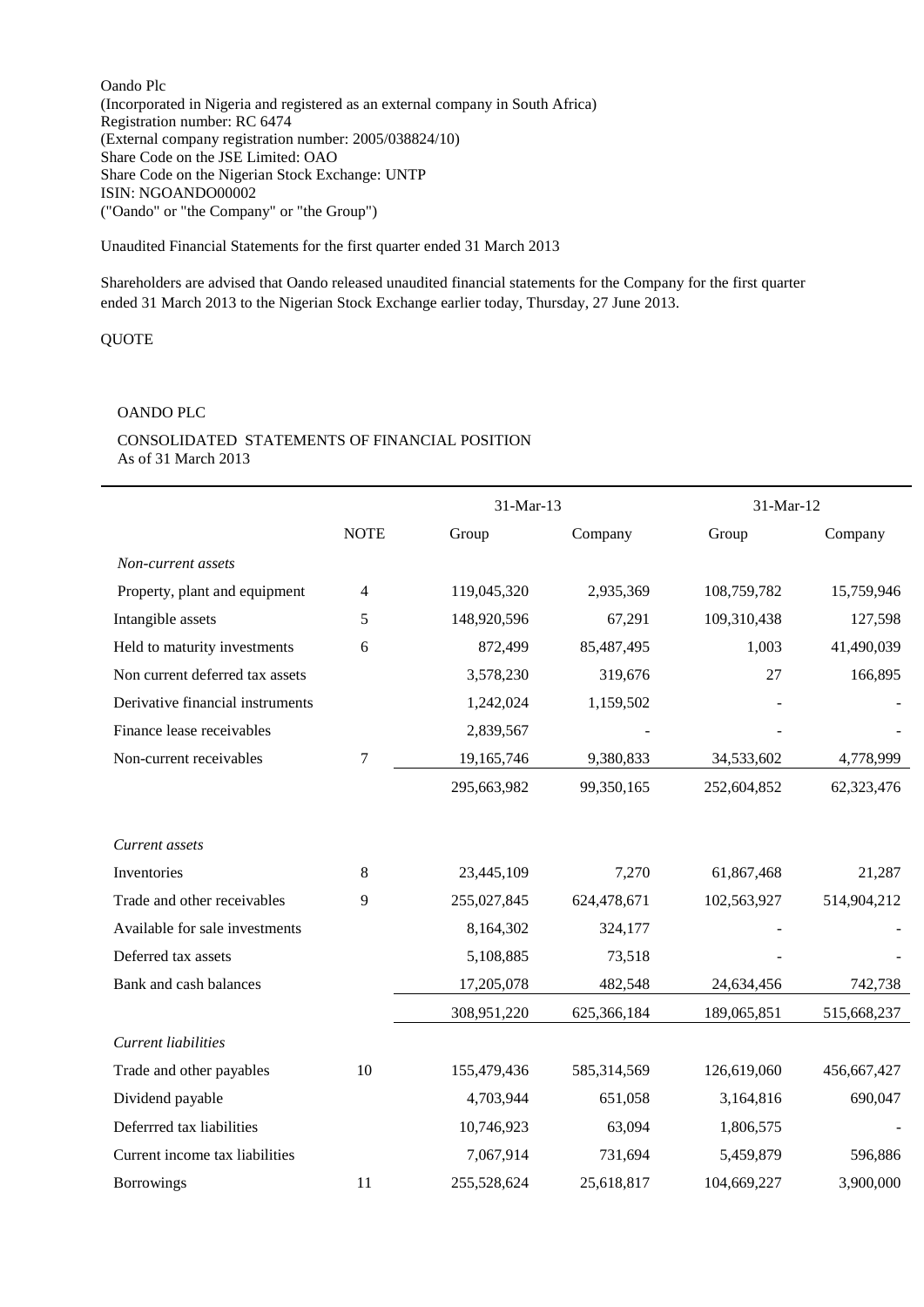Oando Plc
(Incorporated in Nigeria and registered as an external company in South Africa)
Registration number: RC 6474
(External company registration number: 2005/038824/10)
Share Code on the JSE Limited: OAO
Share Code on the Nigerian Stock Exchange: UNTP
ISIN: NGOANDO00002
("Oando" or "the Company" or "the Group")

Unaudited Financial Statements for the first quarter ended 31 March 2013

Shareholders are advised that Oando released unaudited financial statements for the Company for the first quarter ended 31 March 2013 to the Nigerian Stock Exchange earlier today, Thursday, 27 June 2013.

QUOTE

OANDO PLC

CONSOLIDATED STATEMENTS OF FINANCIAL POSITION
As of 31 March 2013

| | | 31-Mar-13 | | 31-Mar-12 | |
|---|---|---|---|---|---|
| | NOTE | Group | Company | Group | Company |
| *Non-current assets* | | | | | |
| Property, plant and equipment | 4 | 119,045,320 | 2,935,369 | 108,759,782 | 15,759,946 |
| Intangible assets | 5 | 148,920,596 | 67,291 | 109,310,438 | 127,598 |
| Held to maturity investments | 6 | 872,499 | 85,487,495 | 1,003 | 41,490,039 |
| Non current deferred tax assets | | 3,578,230 | 319,676 | 27 | 166,895 |
| Derivative financial instruments | | 1,242,024 | 1,159,502 | - | - |
| Finance lease receivables | | 2,839,567 | - | - | - |
| Non-current receivables | 7 | 19,165,746 | 9,380,833 | 34,533,602 | 4,778,999 |
| | | 295,663,982 | 99,350,165 | 252,604,852 | 62,323,476 |
| *Current assets* | | | | | |
| Inventories | 8 | 23,445,109 | 7,270 | 61,867,468 | 21,287 |
| Trade and other receivables | 9 | 255,027,845 | 624,478,671 | 102,563,927 | 514,904,212 |
| Available for sale investments | | 8,164,302 | 324,177 | - | - |
| Deferred tax assets | | 5,108,885 | 73,518 | - | - |
| Bank and cash balances | | 17,205,078 | 482,548 | 24,634,456 | 742,738 |
| | | 308,951,220 | 625,366,184 | 189,065,851 | 515,668,237 |
| *Current liabilities* | | | | | |
| Trade and other payables | 10 | 155,479,436 | 585,314,569 | 126,619,060 | 456,667,427 |
| Dividend payable | | 4,703,944 | 651,058 | 3,164,816 | 690,047 |
| Deferrred tax liabilities | | 10,746,923 | 63,094 | 1,806,575 | - |
| Current income tax liabilities | | 7,067,914 | 731,694 | 5,459,879 | 596,886 |
| Borrowings | 11 | 255,528,624 | 25,618,817 | 104,669,227 | 3,900,000 |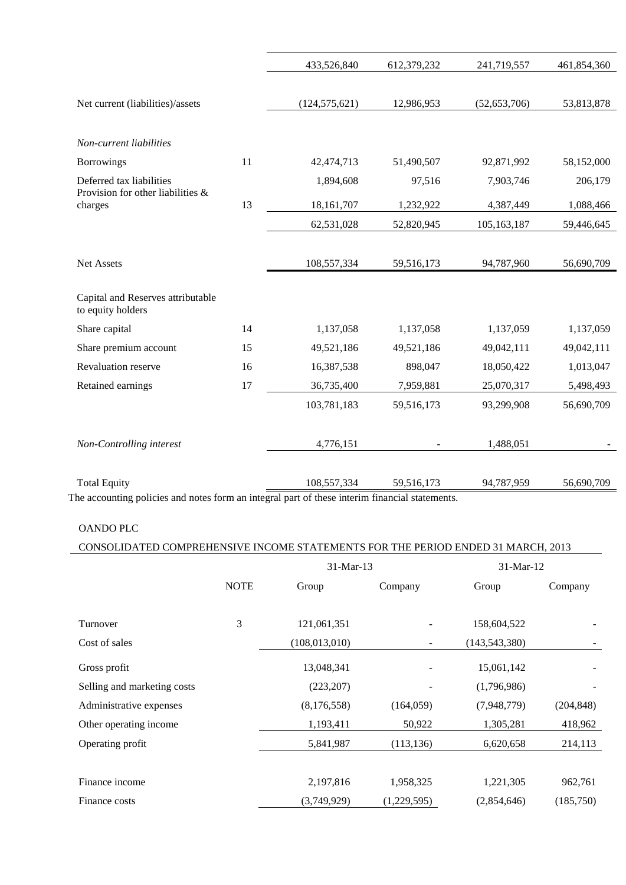| | | | | | |
|---|---|---|---|---|---|
| | | 433,526,840 | 612,379,232 | 241,719,557 | 461,854,360 |
| Net current (liabilities)/assets | | (124,575,621) | 12,986,953 | (52,653,706) | 53,813,878 |
| *Non-current liabilities* | | | | | |
| Borrowings | 11 | 42,474,713 | 51,490,507 | 92,871,992 | 58,152,000 |
| Deferred tax liabilities | | 1,894,608 | 97,516 | 7,903,746 | 206,179 |
| Provision for other liabilities & charges | 13 | 18,161,707 | 1,232,922 | 4,387,449 | 1,088,466 |
| | | 62,531,028 | 52,820,945 | 105,163,187 | 59,446,645 |
| Net Assets | | 108,557,334 | 59,516,173 | 94,787,960 | 56,690,709 |
| Capital and Reserves attributable to equity holders | | | | | |
| Share capital | 14 | 1,137,058 | 1,137,058 | 1,137,059 | 1,137,059 |
| Share premium account | 15 | 49,521,186 | 49,521,186 | 49,042,111 | 49,042,111 |
| Revaluation reserve | 16 | 16,387,538 | 898,047 | 18,050,422 | 1,013,047 |
| Retained earnings | 17 | 36,735,400 | 7,959,881 | 25,070,317 | 5,498,493 |
| | | 103,781,183 | 59,516,173 | 93,299,908 | 56,690,709 |
| *Non-Controlling interest* | | 4,776,151 | - | 1,488,051 | - |
| Total Equity | | 108,557,334 | 59,516,173 | 94,787,959 | 56,690,709 |

The accounting policies and notes form an integral part of these interim financial statements.

OANDO PLC

CONSOLIDATED COMPREHENSIVE INCOME STATEMENTS FOR THE PERIOD ENDED 31 MARCH, 2013

| | | 31-Mar-13 | | 31-Mar-12 | |
|---|---|---|---|---|---|
| | NOTE | Group | Company | Group | Company |
| Turnover | 3 | 121,061,351 | - | 158,604,522 | - |
| Cost of sales | | (108,013,010) | - | (143,543,380) | - |
| Gross profit | | 13,048,341 | - | 15,061,142 | - |
| Selling and marketing costs | | (223,207) | - | (1,796,986) | - |
| Administrative expenses | | (8,176,558) | (164,059) | (7,948,779) | (204,848) |
| Other operating income | | 1,193,411 | 50,922 | 1,305,281 | 418,962 |
| Operating profit | | 5,841,987 | (113,136) | 6,620,658 | 214,113 |
| Finance income | | 2,197,816 | 1,958,325 | 1,221,305 | 962,761 |
| Finance costs | | (3,749,929) | (1,229,595) | (2,854,646) | (185,750) |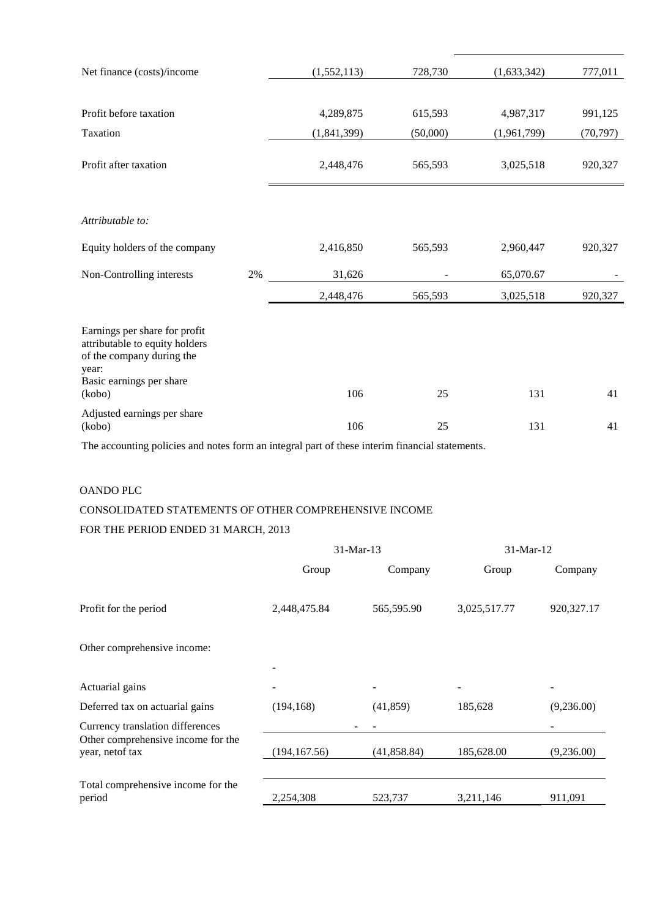| | | | | | |
|---|---|---|---|---|---|
| Net finance (costs)/income | | (1,552,113) | 728,730 | (1,633,342) | 777,011 |
| Profit before taxation | | 4,289,875 | 615,593 | 4,987,317 | 991,125 |
| Taxation | | (1,841,399) | (50,000) | (1,961,799) | (70,797) |
| Profit after taxation | | 2,448,476 | 565,593 | 3,025,518 | 920,327 |
| *Attributable to:* | | | | | |
| Equity holders of the company | | 2,416,850 | 565,593 | 2,960,447 | 920,327 |
| Non-Controlling interests | 2% | 31,626 | - | 65,070.67 | - |
| | | 2,448,476 | 565,593 | 3,025,518 | 920,327 |
| Earnings per share for profit attributable to equity holders of the company during the year: | | | | | |
| Basic earnings per share (kobo) | | 106 | 25 | 131 | 41 |
| Adjusted earnings per share (kobo) | | 106 | 25 | 131 | 41 |

The accounting policies and notes form an integral part of these interim financial statements.

OANDO PLC

CONSOLIDATED STATEMENTS OF OTHER COMPREHENSIVE INCOME

FOR THE PERIOD ENDED 31 MARCH, 2013

| | 31-Mar-13 | | 31-Mar-12 | |
|---|---|---|---|---|
| | Group | Company | Group | Company |
| Profit for the period | 2,448,475.84 | 565,595.90 | 3,025,517.77 | 920,327.17 |
| Other comprehensive income: | - | | | |
| Actuarial gains | - | - | - | - |
| Deferred tax on actuarial gains | (194,168) | (41,859) | 185,628 | (9,236.00) |
| Currency translation differences | - | - | | - |
| Other comprehensive income for the year, netof tax | (194,167.56) | (41,858.84) | 185,628.00 | (9,236.00) |
| Total comprehensive income for the period | 2,254,308 | 523,737 | 3,211,146 | 911,091 |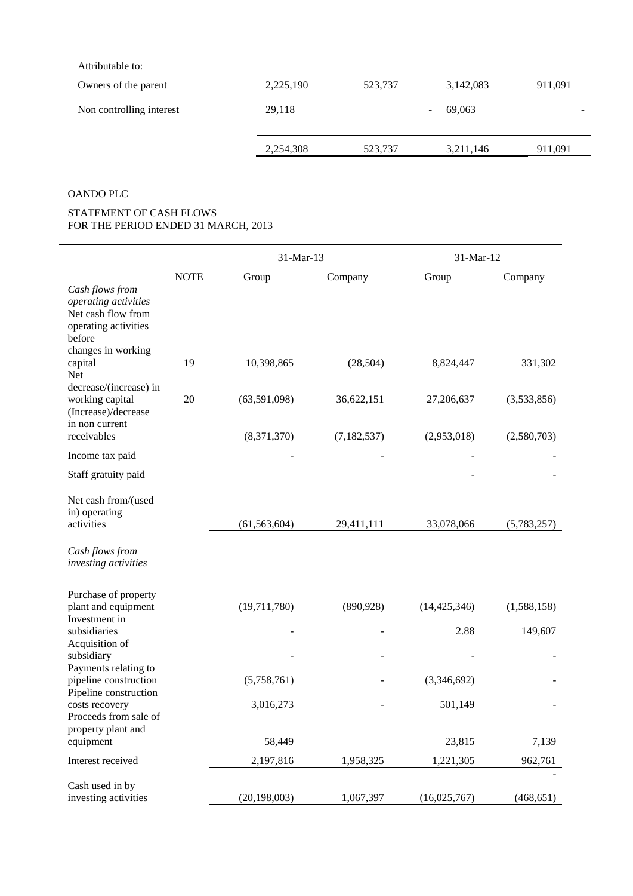| Attributable to: | | | | |
|---|---|---|---|---|
| Owners of the parent | 2,225,190 | 523,737 | 3,142,083 | 911,091 |
| Non controlling interest | 29,118 | - | 69,063 | - |
| | 2,254,308 | 523,737 | 3,211,146 | 911,091 |

OANDO PLC

STATEMENT OF CASH FLOWS
FOR THE PERIOD ENDED 31 MARCH, 2013

| | | 31-Mar-13 | | 31-Mar-12 | |
|---|---|---|---|---|---|
| | NOTE | Group | Company | Group | Company |
| *Cash flows from operating activities* | | | | | |
| Net cash flow from operating activities before changes in working capital | 19 | 10,398,865 | (28,504) | 8,824,447 | 331,302 |
| Net decrease/(increase) in working capital | 20 | (63,591,098) | 36,622,151 | 27,206,637 | (3,533,856) |
| (Increase)/decrease in non current receivables | | (8,371,370) | (7,182,537) | (2,953,018) | (2,580,703) |
| Income tax paid | | - | - | - | - |
| Staff gratuity paid | | | | - | - |
| Net cash from/(used in) operating activities | | (61,563,604) | 29,411,111 | 33,078,066 | (5,783,257) |
| *Cash flows from investing activities* | | | | | |
| Purchase of property plant and equipment | | (19,711,780) | (890,928) | (14,425,346) | (1,588,158) |
| Investment in subsidiaries | | - | - | 2.88 | 149,607 |
| Acquisition of subsidiary | | - | - | - | - |
| Payments relating to pipeline construction | | (5,758,761) | - | (3,346,692) | - |
| Pipeline construction costs recovery | | 3,016,273 | - | 501,149 | - |
| Proceeds from sale of property plant and equipment | | 58,449 | | 23,815 | 7,139 |
| Interest received | | 2,197,816 | 1,958,325 | 1,221,305 | 962,761 |
| | | | | | - |
| Cash used in by investing activities | | (20,198,003) | 1,067,397 | (16,025,767) | (468,651) |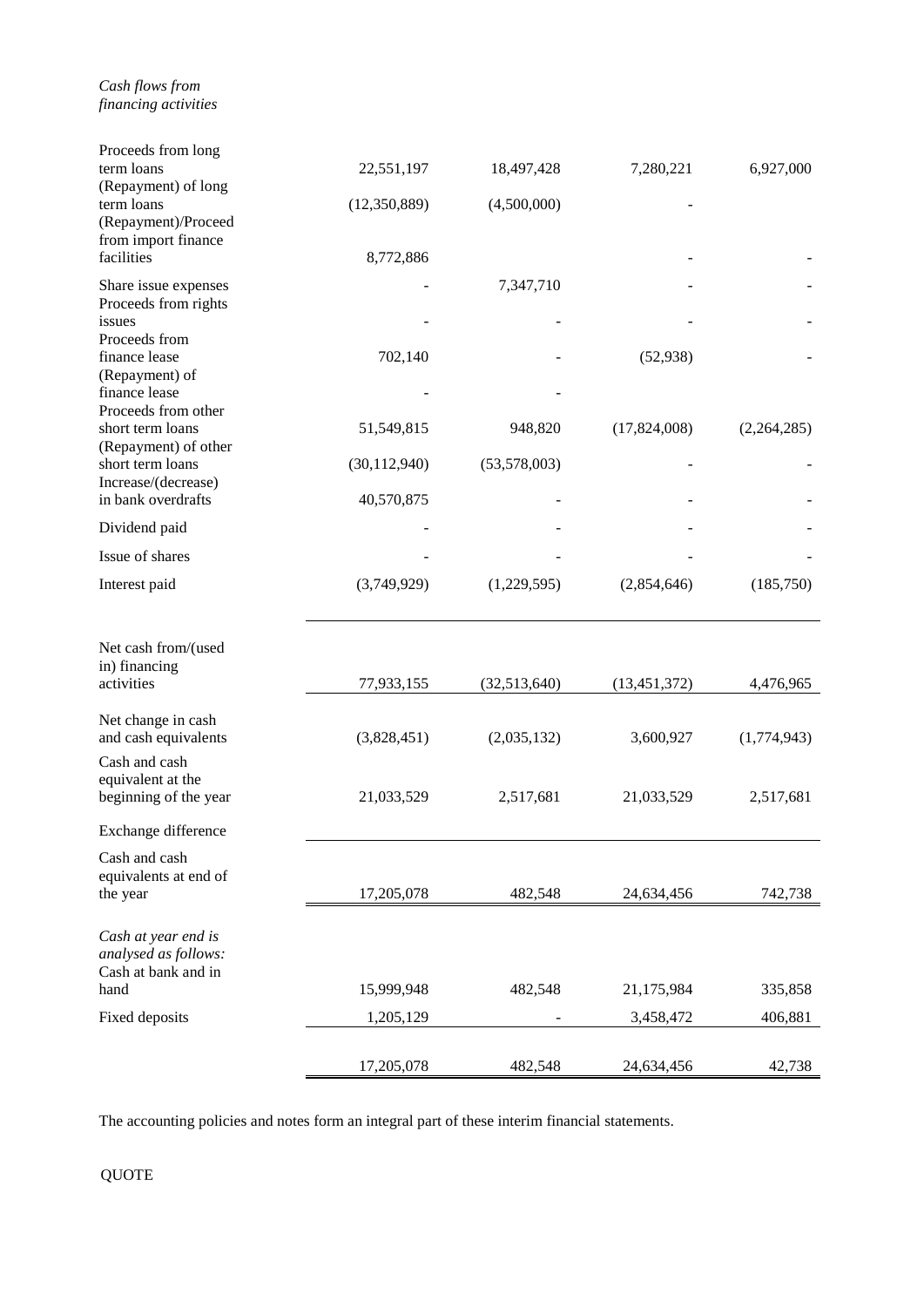*Cash flows from financing activities*

| | | | | |
|---|---|---|---|---|
| Proceeds from long term loans | 22,551,197 | 18,497,428 | 7,280,221 | 6,927,000 |
| (Repayment) of long term loans | (12,350,889) | (4,500,000) | - | |
| (Repayment)/Proceed from import finance facilities | 8,772,886 | | - | - |
| Share issue expenses | - | 7,347,710 | - | - |
| Proceeds from rights issues | - | - | - | - |
| Proceeds from finance lease | 702,140 | - | (52,938) | - |
| (Repayment) of finance lease | - | - | | |
| Proceeds from other short term loans | 51,549,815 | 948,820 | (17,824,008) | (2,264,285) |
| (Repayment) of other short term loans | (30,112,940) | (53,578,003) | - | - |
| Increase/(decrease) in bank overdrafts | 40,570,875 | - | - | - |
| Dividend paid | - | - | - | - |
| Issue of shares | - | - | - | - |
| Interest paid | (3,749,929) | (1,229,595) | (2,854,646) | (185,750) |
| Net cash from/(used in) financing activities | 77,933,155 | (32,513,640) | (13,451,372) | 4,476,965 |
| Net change in cash and cash equivalents | (3,828,451) | (2,035,132) | 3,600,927 | (1,774,943) |
| Cash and cash equivalent at the beginning of the year | 21,033,529 | 2,517,681 | 21,033,529 | 2,517,681 |
| Exchange difference | | | | |
| Cash and cash equivalents at end of the year | 17,205,078 | 482,548 | 24,634,456 | 742,738 |
| *Cash at year end is analysed as follows:* | | | | |
| Cash at bank and in hand | 15,999,948 | 482,548 | 21,175,984 | 335,858 |
| Fixed deposits | 1,205,129 | - | 3,458,472 | 406,881 |
| | 17,205,078 | 482,548 | 24,634,456 | 42,738 |

The accounting policies and notes form an integral part of these interim financial statements.

QUOTE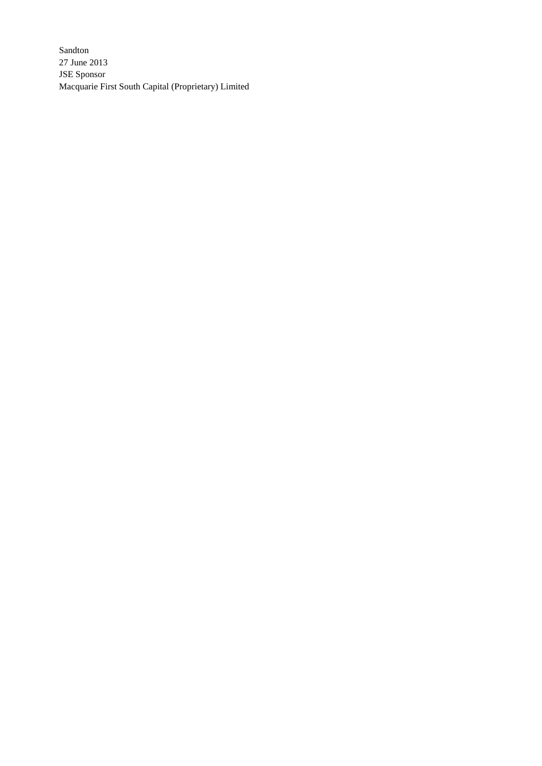Sandton
27 June 2013
JSE Sponsor
Macquarie First South Capital (Proprietary) Limited